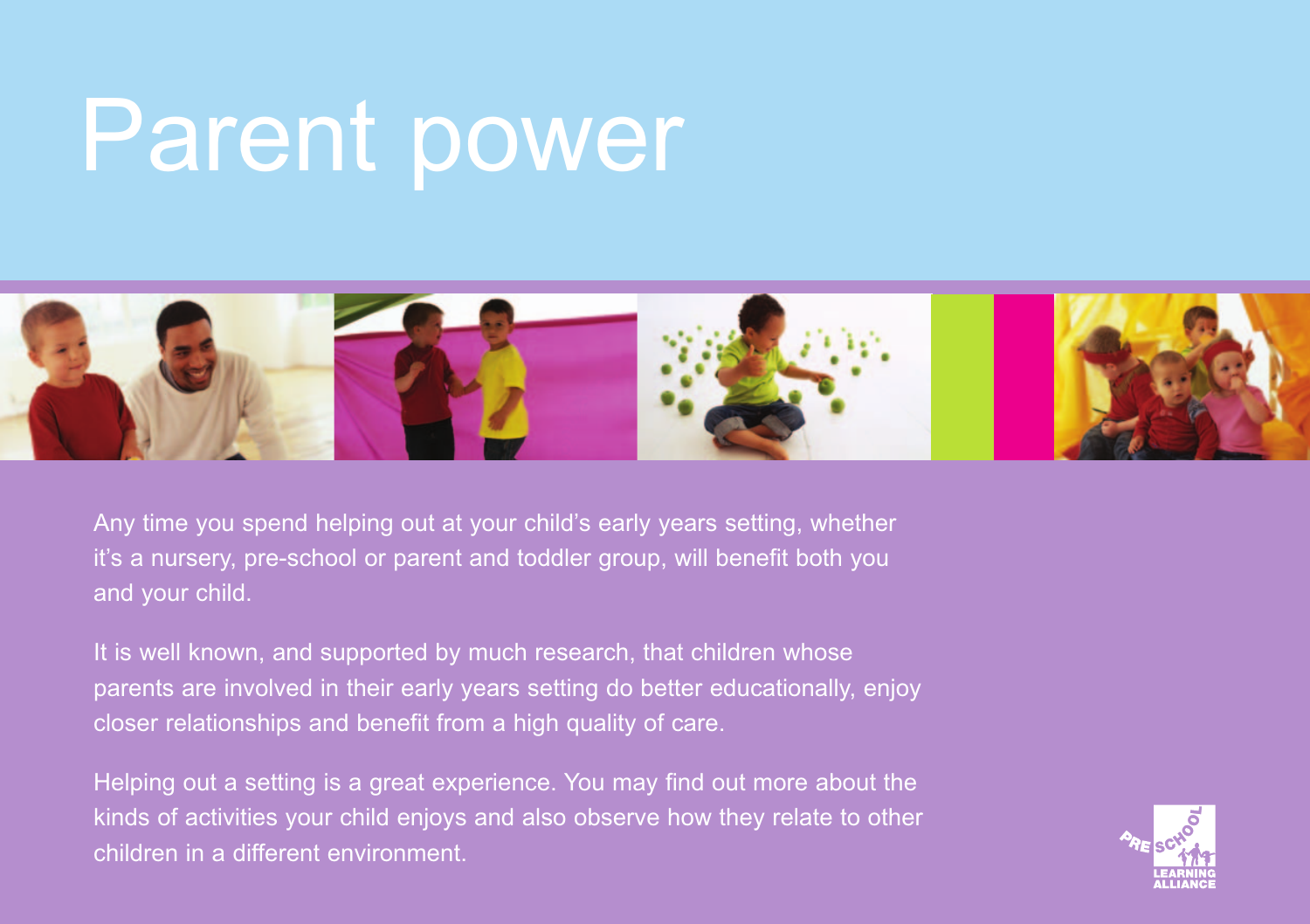# Parent power

Any time you spend helping out at your child's early years setting, whether it's a nursery, pre-school or parent and toddler group, will benefit both you and your child.

It is well known, and supported by much research, that children whose parents are involved in their early years setting do better educationally, enjoy closer relationships and benefit from a high quality of care.

Helping out a setting is a great experience. You may find out more about the kinds of activities your child enjoys and also observe how they relate to other children in a different environment.

PRE SCHOOL LEARNING ALLIANCE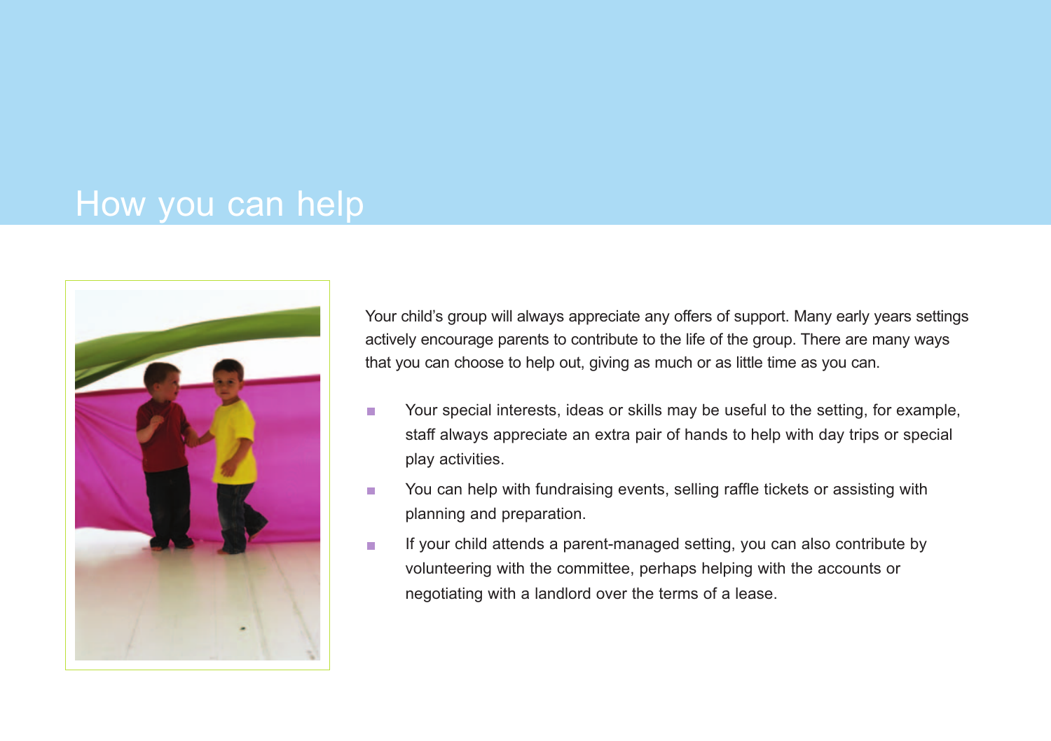# How you can help

Your child's group will always appreciate any offers of support. Many early years settings actively encourage parents to contribute to the life of the group. There are many ways that you can choose to help out, giving as much or as little time as you can.

- Your special interests, ideas or skills may be useful to the setting, for example, staff always appreciate an extra pair of hands to help with day trips or special play activities.
- You can help with fundraising events, selling raffle tickets or assisting with planning and preparation.
- If your child attends a parent-managed setting, you can also contribute by volunteering with the committee, perhaps helping with the accounts or negotiating with a landlord over the terms of a lease.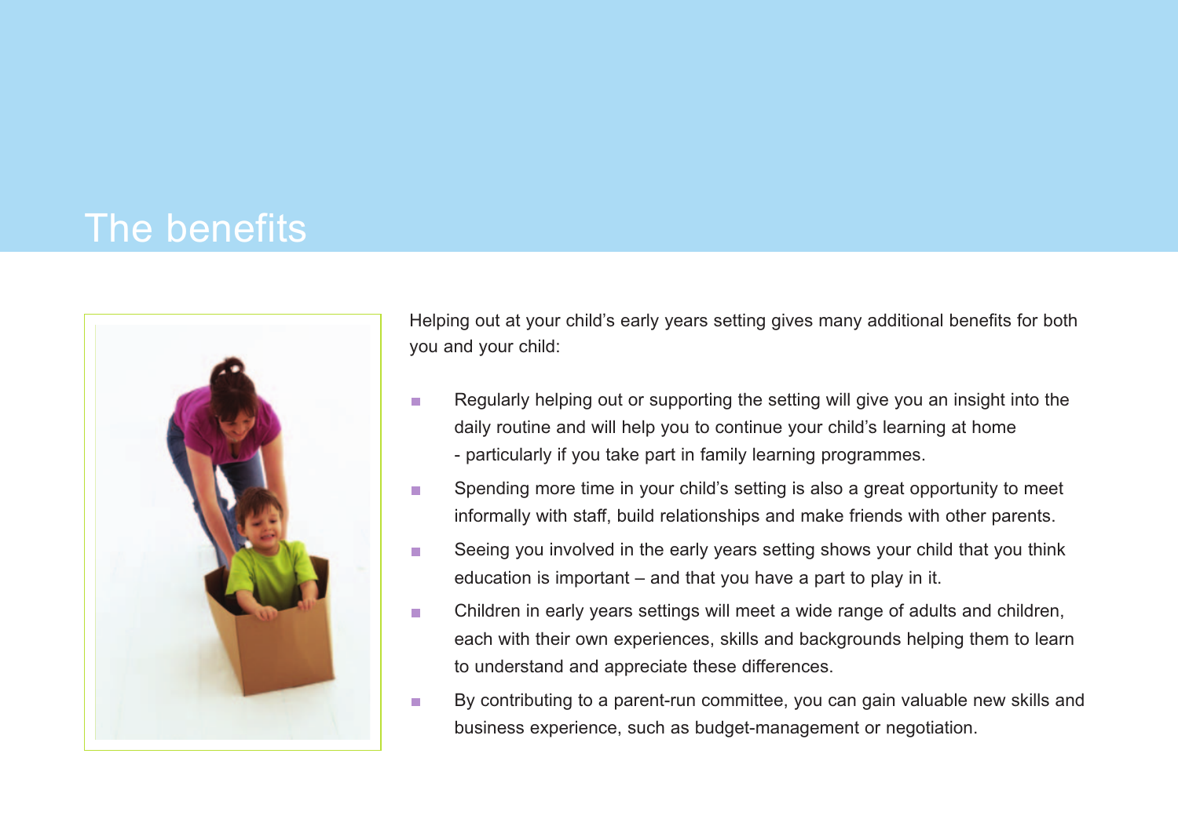# The benefits

Helping out at your child's early years setting gives many additional benefits for both you and your child:

- Regularly helping out or supporting the setting will give you an insight into the daily routine and will help you to continue your child's learning at home - particularly if you take part in family learning programmes.
- Spending more time in your child's setting is also a great opportunity to meet informally with staff, build relationships and make friends with other parents.
- Seeing you involved in the early years setting shows your child that you think education is important – and that you have a part to play in it.
- Children in early years settings will meet a wide range of adults and children, each with their own experiences, skills and backgrounds helping them to learn to understand and appreciate these differences.
- By contributing to a parent-run committee, you can gain valuable new skills and business experience, such as budget-management or negotiation.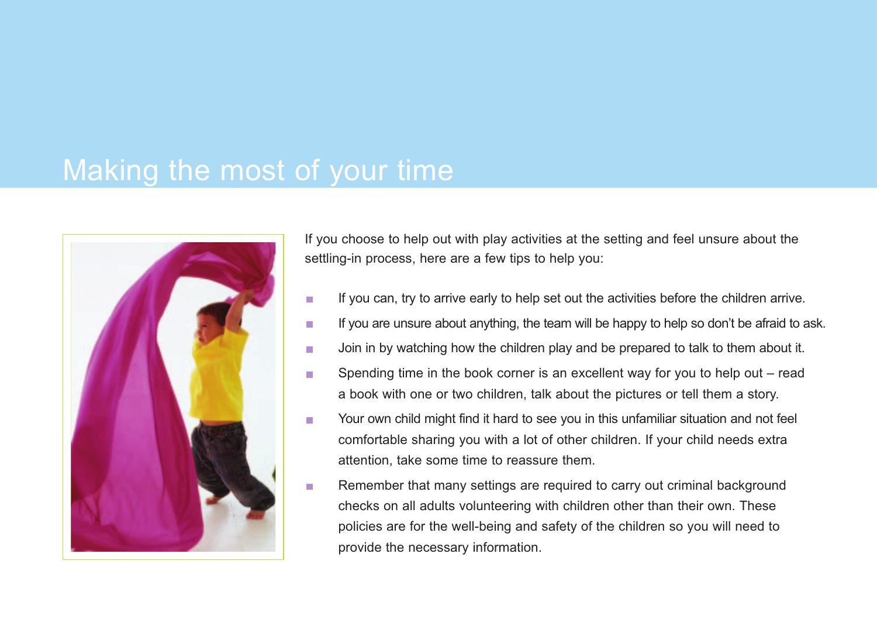# Making the most of your time

If you choose to help out with play activities at the setting and feel unsure about the settling-in process, here are a few tips to help you:

- If you can, try to arrive early to help set out the activities before the children arrive.
- If you are unsure about anything, the team will be happy to help so don't be afraid to ask.
- Join in by watching how the children play and be prepared to talk to them about it.
- Spending time in the book corner is an excellent way for you to help out – read a book with one or two children, talk about the pictures or tell them a story.
- Your own child might find it hard to see you in this unfamiliar situation and not feel comfortable sharing you with a lot of other children. If your child needs extra attention, take some time to reassure them.
- Remember that many settings are required to carry out criminal background checks on all adults volunteering with children other than their own. These policies are for the well-being and safety of the children so you will need to provide the necessary information.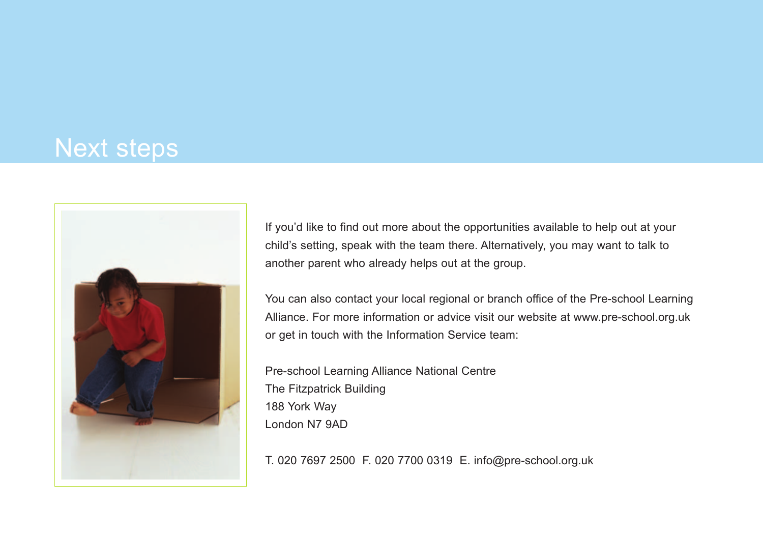# Next steps

If you'd like to find out more about the opportunities available to help out at your child's setting, speak with the team there. Alternatively, you may want to talk to another parent who already helps out at the group.

You can also contact your local regional or branch office of the Pre-school Learning Alliance. For more information or advice visit our website at www.pre-school.org.uk or get in touch with the Information Service team:

Pre-school Learning Alliance National Centre
The Fitzpatrick Building
188 York Way
London N7 9AD

T. 020 7697 2500  F. 020 7700 0319  E. info@pre-school.org.uk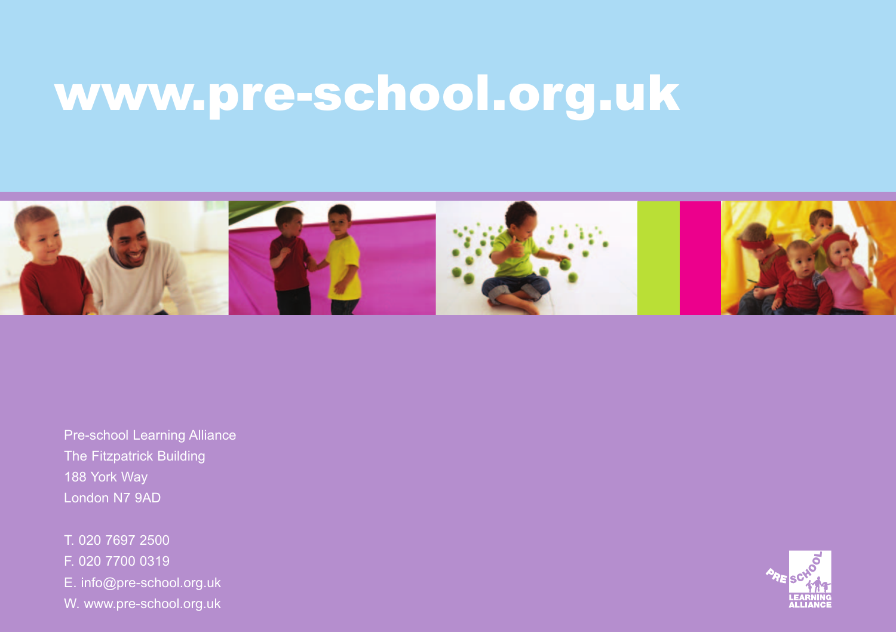# www.pre-school.org.uk

Pre-school Learning Alliance
The Fitzpatrick Building
188 York Way
London N7 9AD

T. 020 7697 2500
F. 020 7700 0319
E. info@pre-school.org.uk
W. www.pre-school.org.uk

PRE SCHOOL LEARNING ALLIANCE